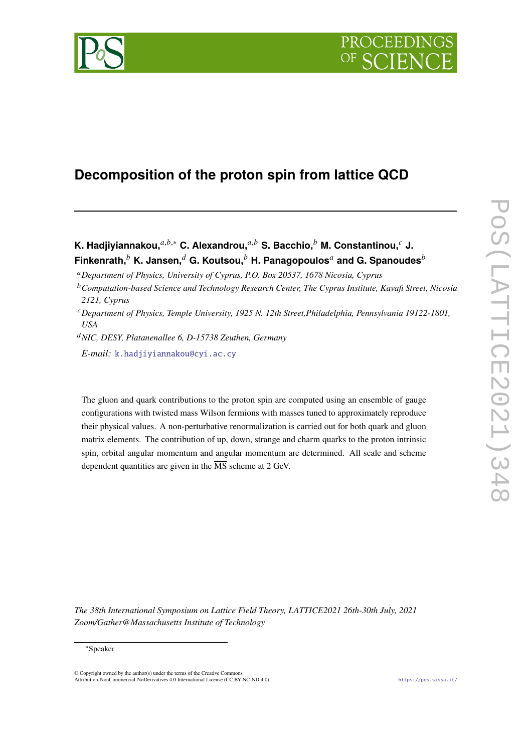# Decomposition of the proton spin from lattice QCD

**K. Hadjiyiannakou,**[a,b,*] **C. Alexandrou,**[a,b] **S. Bacchio,**[b] **M. Constantinou,**[c] **J. Finkenrath,**[b] **K. Jansen,**[d] **G. Koutsou,**[b] **H. Panagopoulos**[a] **and G. Spanoudes**[b]

[a] *Department of Physics, University of Cyprus, P.O. Box 20537, 1678 Nicosia, Cyprus*

[b] *Computation-based Science and Technology Research Center, The Cyprus Institute, Kavafi Street, Nicosia 2121, Cyprus*

[c] *Department of Physics, Temple University, 1925 N. 12th Street,Philadelphia, Pennsylvania 19122-1801, USA*

[d] *NIC, DESY, Platanenallee 6, D-15738 Zeuthen, Germany*

*E-mail:* k.hadjiyiannakou@cyi.ac.cy

The gluon and quark contributions to the proton spin are computed using an ensemble of gauge configurations with twisted mass Wilson fermions with masses tuned to approximately reproduce their physical values. A non-perturbative renormalization is carried out for both quark and gluon matrix elements. The contribution of up, down, strange and charm quarks to the proton intrinsic spin, orbital angular momentum and angular momentum are determined. All scale and scheme dependent quantities are given in the $\overline{\text{MS}}$ scheme at 2 GeV.

*The 38th International Symposium on Lattice Field Theory, LATTICE2021 26th-30th July, 2021 Zoom/Gather@Massachusetts Institute of Technology*

*Speaker

© Copyright owned by the author(s) under the terms of the Creative Commons Attribution-NonCommercial-NoDerivatives 4.0 International License (CC BY-NC-ND 4.0).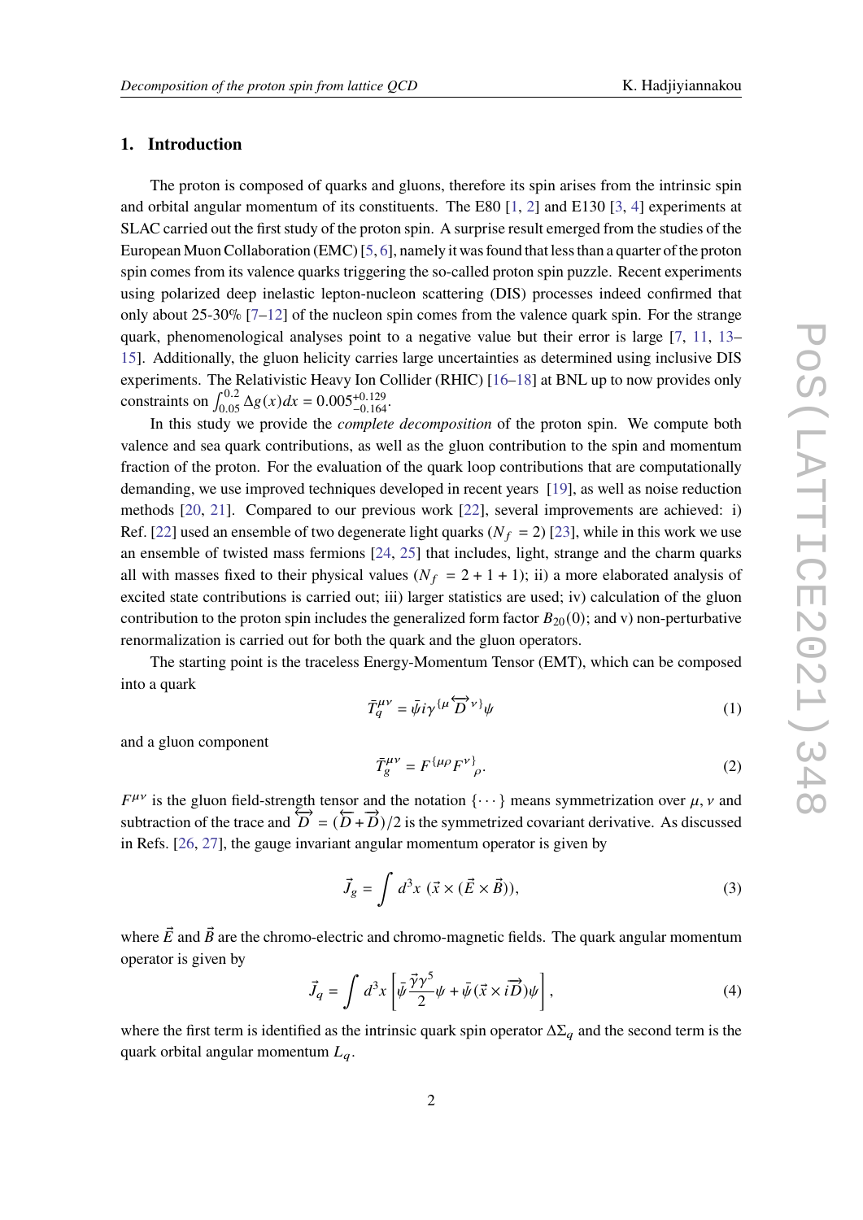## 1. Introduction

The proton is composed of quarks and gluons, therefore its spin arises from the intrinsic spin and orbital angular momentum of its constituents. The E80 [1, 2] and E130 [3, 4] experiments at SLAC carried out the first study of the proton spin. A surprise result emerged from the studies of the European Muon Collaboration (EMC) [5, 6], namely it was found that less than a quarter of the proton spin comes from its valence quarks triggering the so-called proton spin puzzle. Recent experiments using polarized deep inelastic lepton-nucleon scattering (DIS) processes indeed confirmed that only about 25-30% [7–12] of the nucleon spin comes from the valence quark spin. For the strange quark, phenomenological analyses point to a negative value but their error is large [7, 11, 13–15]. Additionally, the gluon helicity carries large uncertainties as determined using inclusive DIS experiments. The Relativistic Heavy Ion Collider (RHIC) [16–18] at BNL up to now provides only constraints on $\int_{0.05}^{0.2} \Delta g(x) dx = 0.005^{+0.129}_{-0.164}$.

In this study we provide the *complete decomposition* of the proton spin. We compute both valence and sea quark contributions, as well as the gluon contribution to the spin and momentum fraction of the proton. For the evaluation of the quark loop contributions that are computationally demanding, we use improved techniques developed in recent years [19], as well as noise reduction methods [20, 21]. Compared to our previous work [22], several improvements are achieved: i) Ref. [22] used an ensemble of two degenerate light quarks ($N_f = 2$) [23], while in this work we use an ensemble of twisted mass fermions [24, 25] that includes, light, strange and the charm quarks all with masses fixed to their physical values ($N_f = 2 + 1 + 1$); ii) a more elaborated analysis of excited state contributions is carried out; iii) larger statistics are used; iv) calculation of the gluon contribution to the proton spin includes the generalized form factor $B_{20}(0)$; and v) non-perturbative renormalization is carried out for both the quark and the gluon operators.

The starting point is the traceless Energy-Momentum Tensor (EMT), which can be composed into a quark

$$\bar{T}_q^{\mu\nu} = \bar{\psi} i \gamma^{\{\mu} \overleftrightarrow{D}^{\nu\}} \psi \tag{1}$$

and a gluon component

$$\bar{T}_g^{\mu\nu} = F^{\{\mu\rho} F^{\nu\}}{}_{\rho}. \tag{2}$$

$F^{\mu\nu}$ is the gluon field-strength tensor and the notation $\{\cdots\}$ means symmetrization over $\mu, \nu$ and subtraction of the trace and $\overleftrightarrow{D} = (\overleftarrow{D} + \overrightarrow{D})/2$ is the symmetrized covariant derivative. As discussed in Refs. [26, 27], the gauge invariant angular momentum operator is given by

$$\vec{J}_g = \int d^3x \, (\vec{x} \times (\vec{E} \times \vec{B})), \tag{3}$$

where $\vec{E}$ and $\vec{B}$ are the chromo-electric and chromo-magnetic fields. The quark angular momentum operator is given by

$$\vec{J}_q = \int d^3x \left[ \bar{\psi} \frac{\vec{\gamma}\gamma^5}{2} \psi + \bar{\psi} (\vec{x} \times i\overrightarrow{D}) \psi \right], \tag{4}$$

where the first term is identified as the intrinsic quark spin operator $\Delta\Sigma_q$ and the second term is the quark orbital angular momentum $L_q$.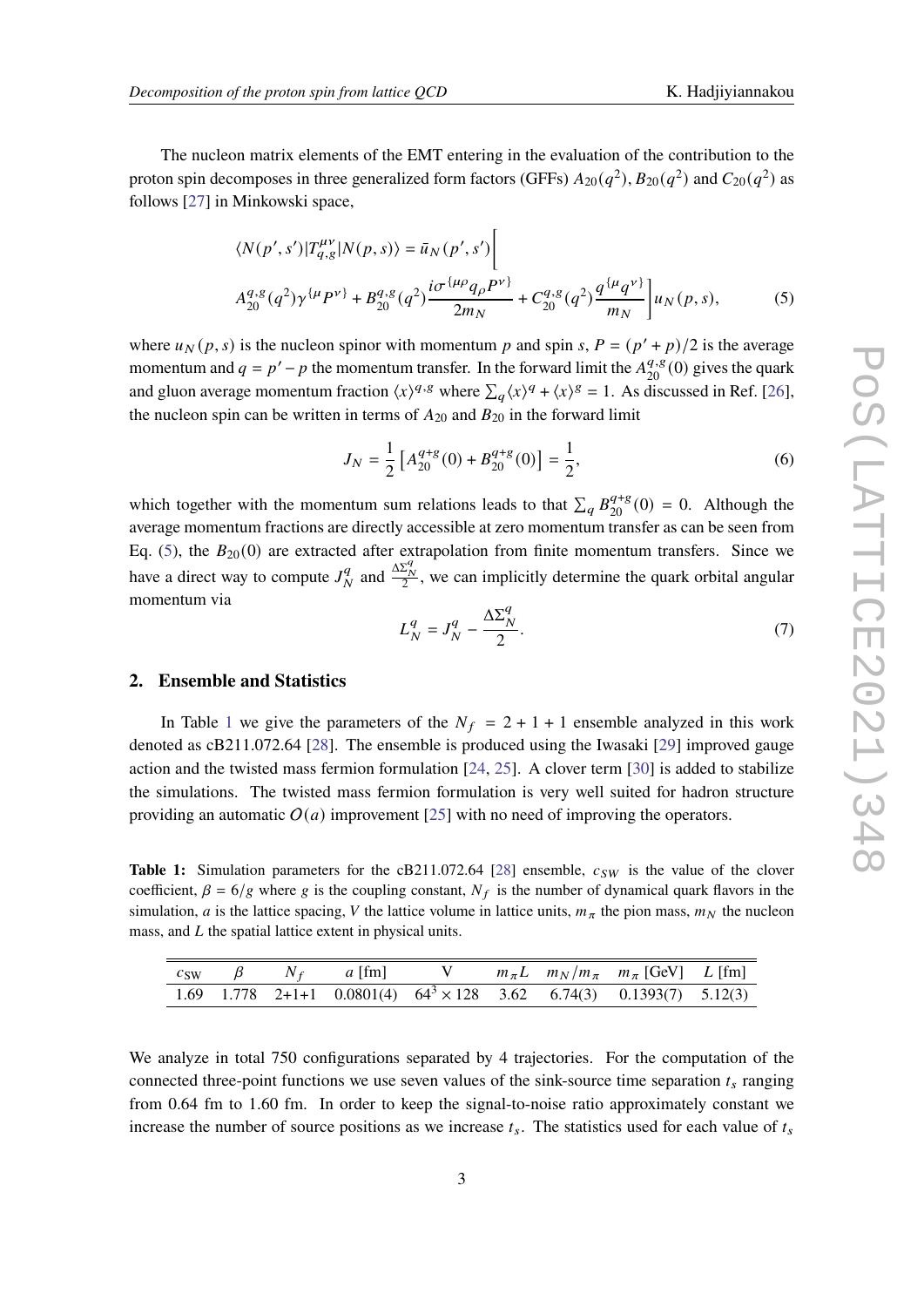The nucleon matrix elements of the EMT entering in the evaluation of the contribution to the proton spin decomposes in three generalized form factors (GFFs) $A_{20}(q^2), B_{20}(q^2)$ and $C_{20}(q^2)$ as follows [27] in Minkowski space,

$$
\langle N(p',s')|T^{\mu\nu}_{q,g}|N(p,s)\rangle = \bar{u}_N(p',s')\Bigg[ A^{q,g}_{20}(q^2)\gamma^{\{\mu}P^{\nu\}} + B^{q,g}_{20}(q^2)\frac{i\sigma^{\{\mu\rho}q_\rho P^{\nu\}}}{2m_N} + C^{q,g}_{20}(q^2)\frac{q^{\{\mu}q^{\nu\}}}{m_N}\Bigg]u_N(p,s), \tag{5}
$$

where $u_N(p,s)$ is the nucleon spinor with momentum $p$ and spin $s$, $P = (p'+p)/2$ is the average momentum and $q = p' - p$ the momentum transfer. In the forward limit the $A^{q,g}_{20}(0)$ gives the quark and gluon average momentum fraction $\langle x\rangle^{q,g}$ where $\sum_q \langle x\rangle^q + \langle x\rangle^g = 1$. As discussed in Ref. [26], the nucleon spin can be written in terms of $A_{20}$ and $B_{20}$ in the forward limit

$$
J_N = \frac{1}{2}\left[A^{q+g}_{20}(0) + B^{q+g}_{20}(0)\right] = \frac{1}{2}, \tag{6}
$$

which together with the momentum sum relations leads to that $\sum_q B^{q+g}_{20}(0) = 0$. Although the average momentum fractions are directly accessible at zero momentum transfer as can be seen from Eq. (5), the $B_{20}(0)$ are extracted after extrapolation from finite momentum transfers. Since we have a direct way to compute $J^q_N$ and $\frac{\Delta\Sigma^q_N}{2}$, we can implicitly determine the quark orbital angular momentum via

$$
L^q_N = J^q_N - \frac{\Delta\Sigma^q_N}{2}. \tag{7}
$$

## 2. Ensemble and Statistics

In Table 1 we give the parameters of the $N_f = 2+1+1$ ensemble analyzed in this work denoted as cB211.072.64 [28]. The ensemble is produced using the Iwasaki [29] improved gauge action and the twisted mass fermion formulation [24, 25]. A clover term [30] is added to stabilize the simulations. The twisted mass fermion formulation is very well suited for hadron structure providing an automatic $O(a)$ improvement [25] with no need of improving the operators.

**Table 1:** Simulation parameters for the cB211.072.64 [28] ensemble, $c_{SW}$ is the value of the clover coefficient, $\beta = 6/g$ where $g$ is the coupling constant, $N_f$ is the number of dynamical quark flavors in the simulation, $a$ is the lattice spacing, $V$ the lattice volume in lattice units, $m_\pi$ the pion mass, $m_N$ the nucleon mass, and $L$ the spatial lattice extent in physical units.

| $c_{SW}$ | $\beta$ | $N_f$ | $a$ [fm] | V | $m_\pi L$ | $m_N/m_\pi$ | $m_\pi$ [GeV] | $L$ [fm] |
|---|---|---|---|---|---|---|---|---|
| 1.69 | 1.778 | 2+1+1 | 0.0801(4) | $64^3 \times 128$ | 3.62 | 6.74(3) | 0.1393(7) | 5.12(3) |

We analyze in total 750 configurations separated by 4 trajectories. For the computation of the connected three-point functions we use seven values of the sink-source time separation $t_s$ ranging from 0.64 fm to 1.60 fm. In order to keep the signal-to-noise ratio approximately constant we increase the number of source positions as we increase $t_s$. The statistics used for each value of $t_s$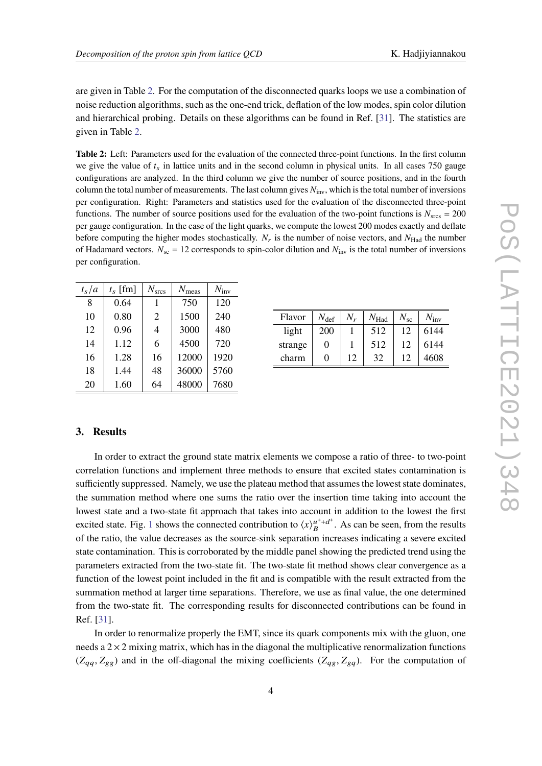are given in Table 2. For the computation of the disconnected quarks loops we use a combination of noise reduction algorithms, such as the one-end trick, deflation of the low modes, spin color dilution and hierarchical probing. Details on these algorithms can be found in Ref. [31]. The statistics are given in Table 2.

**Table 2:** Left: Parameters used for the evaluation of the connected three-point functions. In the first column we give the value of $t_s$ in lattice units and in the second column in physical units. In all cases 750 gauge configurations are analyzed. In the third column we give the number of source positions, and in the fourth column the total number of measurements. The last column gives $N_{\rm inv}$, which is the total number of inversions per configuration. Right: Parameters and statistics used for the evaluation of the disconnected three-point functions. The number of source positions used for the evaluation of the two-point functions is $N_{\rm srcs} = 200$ per gauge configuration. In the case of the light quarks, we compute the lowest 200 modes exactly and deflate before computing the higher modes stochastically. $N_r$ is the number of noise vectors, and $N_{\rm Had}$ the number of Hadamard vectors. $N_{\rm sc} = 12$ corresponds to spin-color dilution and $N_{\rm inv}$ is the total number of inversions per configuration.

| $t_s/a$ | $t_s$ [fm] | $N_{\rm srcs}$ | $N_{\rm meas}$ | $N_{\rm inv}$ |
|---|---|---|---|---|
| 8 | 0.64 | 1 | 750 | 120 |
| 10 | 0.80 | 2 | 1500 | 240 |
| 12 | 0.96 | 4 | 3000 | 480 |
| 14 | 1.12 | 6 | 4500 | 720 |
| 16 | 1.28 | 16 | 12000 | 1920 |
| 18 | 1.44 | 48 | 36000 | 5760 |
| 20 | 1.60 | 64 | 48000 | 7680 |

| Flavor | $N_{\rm def}$ | $N_r$ | $N_{\rm Had}$ | $N_{\rm sc}$ | $N_{\rm inv}$ |
|---|---|---|---|---|---|
| light | 200 | 1 | 512 | 12 | 6144 |
| strange | 0 | 1 | 512 | 12 | 6144 |
| charm | 0 | 12 | 32 | 12 | 4608 |

## 3. Results

In order to extract the ground state matrix elements we compose a ratio of three- to two-point correlation functions and implement three methods to ensure that excited states contamination is sufficiently suppressed. Namely, we use the plateau method that assumes the lowest state dominates, the summation method where one sums the ratio over the insertion time taking into account the lowest state and a two-state fit approach that takes into account in addition to the lowest the first excited state. Fig. 1 shows the connected contribution to $\langle x\rangle_B^{u^++d^+}$. As can be seen, from the results of the ratio, the value decreases as the source-sink separation increases indicating a severe excited state contamination. This is corroborated by the middle panel showing the predicted trend using the parameters extracted from the two-state fit. The two-state fit method shows clear convergence as a function of the lowest point included in the fit and is compatible with the result extracted from the summation method at larger time separations. Therefore, we use as final value, the one determined from the two-state fit. The corresponding results for disconnected contributions can be found in Ref. [31].

In order to renormalize properly the EMT, since its quark components mix with the gluon, one needs a $2\times 2$ mixing matrix, which has in the diagonal the multiplicative renormalization functions ($Z_{qq}, Z_{gg}$) and in the off-diagonal the mixing coefficients ($Z_{qg}, Z_{gq}$). For the computation of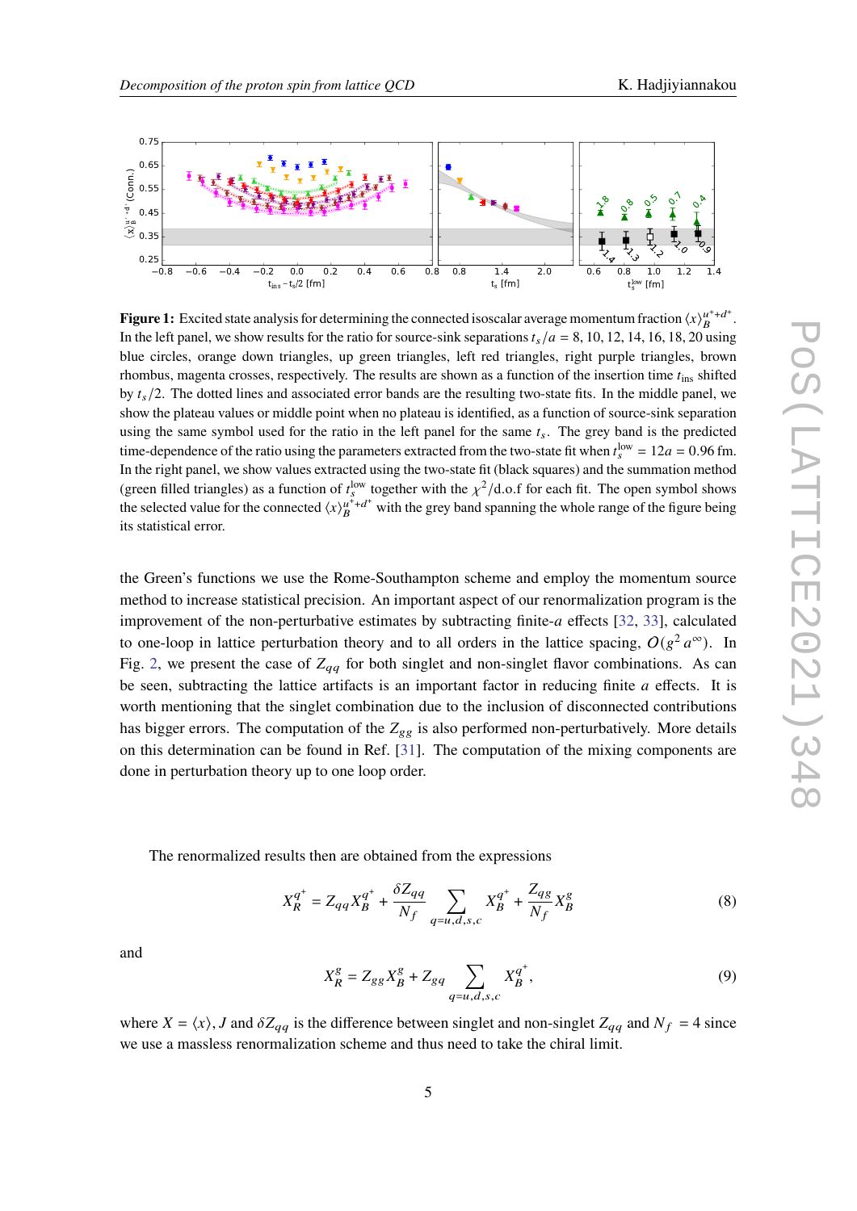**Figure 1:** Excited state analysis for determining the connected isoscalar average momentum fraction $\langle x \rangle_B^{u^+ + d^+}$. In the left panel, we show results for the ratio for source-sink separations $t_s/a = 8, 10, 12, 14, 16, 18, 20$ using blue circles, orange down triangles, up green triangles, left red triangles, right purple triangles, brown rhombus, magenta crosses, respectively. The results are shown as a function of the insertion time $t_{\rm ins}$ shifted by $t_s/2$. The dotted lines and associated error bands are the resulting two-state fits. In the middle panel, we show the plateau values or middle point when no plateau is identified, as a function of source-sink separation using the same symbol used for the ratio in the left panel for the same $t_s$. The grey band is the predicted time-dependence of the ratio using the parameters extracted from the two-state fit when $t_s^{\rm low} = 12a = 0.96$ fm. In the right panel, we show values extracted using the two-state fit (black squares) and the summation method (green filled triangles) as a function of $t_s^{\rm low}$ together with the $\chi^2$/d.o.f for each fit. The open symbol shows the selected value for the connected $\langle x \rangle_B^{u^+ + d^+}$ with the grey band spanning the whole range of the figure being its statistical error.

the Green's functions we use the Rome-Southampton scheme and employ the momentum source method to increase statistical precision. An important aspect of our renormalization program is the improvement of the non-perturbative estimates by subtracting finite-$a$ effects [32, 33], calculated to one-loop in lattice perturbation theory and to all orders in the lattice spacing, $O(g^2 a^\infty)$. In Fig. 2, we present the case of $Z_{qq}$ for both singlet and non-singlet flavor combinations. As can be seen, subtracting the lattice artifacts is an important factor in reducing finite $a$ effects. It is worth mentioning that the singlet combination due to the inclusion of disconnected contributions has bigger errors. The computation of the $Z_{gg}$ is also performed non-perturbatively. More details on this determination can be found in Ref. [31]. The computation of the mixing components are done in perturbation theory up to one loop order.

The renormalized results then are obtained from the expressions

$$X_R^{q^+} = Z_{qq} X_B^{q^+} + \frac{\delta Z_{qq}}{N_f} \sum_{q=u,d,s,c} X_B^{q^+} + \frac{Z_{qg}}{N_f} X_B^g \tag{8}$$

and

$$X_R^g = Z_{gg} X_B^g + Z_{gq} \sum_{q=u,d,s,c} X_B^{q^+}, \tag{9}$$

where $X = \langle x \rangle, J$ and $\delta Z_{qq}$ is the difference between singlet and non-singlet $Z_{qq}$ and $N_f = 4$ since we use a massless renormalization scheme and thus need to take the chiral limit.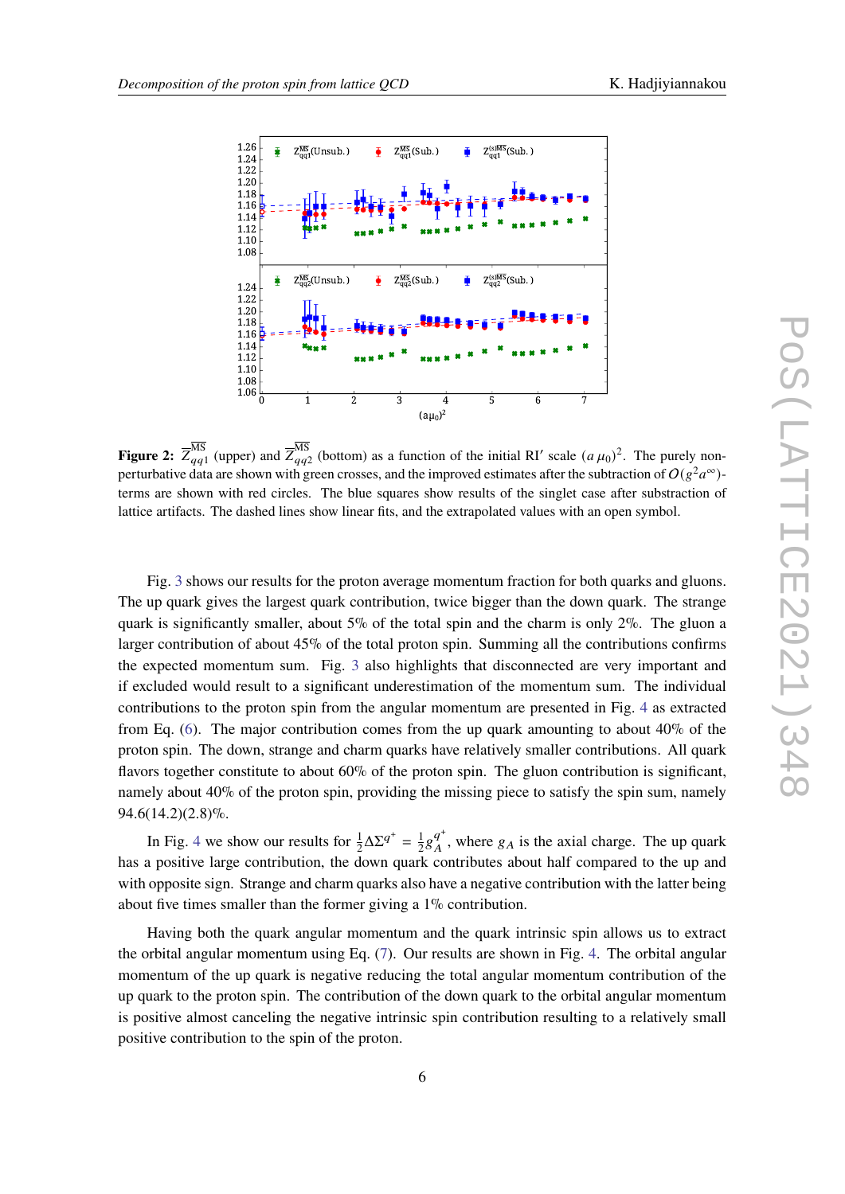**Figure 2:** $\overline{Z}_{qq1}^{\overline{\text{MS}}}$ (upper) and $\overline{Z}_{qq2}^{\overline{\text{MS}}}$ (bottom) as a function of the initial RI′ scale $(a\,\mu_0)^2$. The purely non-perturbative data are shown with green crosses, and the improved estimates after the subtraction of $O(g^2 a^\infty)$-terms are shown with red circles. The blue squares show results of the singlet case after substraction of lattice artifacts. The dashed lines show linear fits, and the extrapolated values with an open symbol.

Fig. 3 shows our results for the proton average momentum fraction for both quarks and gluons. The up quark gives the largest quark contribution, twice bigger than the down quark. The strange quark is significantly smaller, about 5% of the total spin and the charm is only 2%. The gluon a larger contribution of about 45% of the total proton spin. Summing all the contributions confirms the expected momentum sum. Fig. 3 also highlights that disconnected are very important and if excluded would result to a significant underestimation of the momentum sum. The individual contributions to the proton spin from the angular momentum are presented in Fig. 4 as extracted from Eq. (6). The major contribution comes from the up quark amounting to about 40% of the proton spin. The down, strange and charm quarks have relatively smaller contributions. All quark flavors together constitute to about 60% of the proton spin. The gluon contribution is significant, namely about 40% of the proton spin, providing the missing piece to satisfy the spin sum, namely 94.6(14.2)(2.8)%.

In Fig. 4 we show our results for $\frac{1}{2}\Delta\Sigma^{q^+} = \frac{1}{2}g_A^{q^+}$, where $g_A$ is the axial charge. The up quark has a positive large contribution, the down quark contributes about half compared to the up and with opposite sign. Strange and charm quarks also have a negative contribution with the latter being about five times smaller than the former giving a 1% contribution.

Having both the quark angular momentum and the quark intrinsic spin allows us to extract the orbital angular momentum using Eq. (7). Our results are shown in Fig. 4. The orbital angular momentum of the up quark is negative reducing the total angular momentum contribution of the up quark to the proton spin. The contribution of the down quark to the orbital angular momentum is positive almost canceling the negative intrinsic spin contribution resulting to a relatively small positive contribution to the spin of the proton.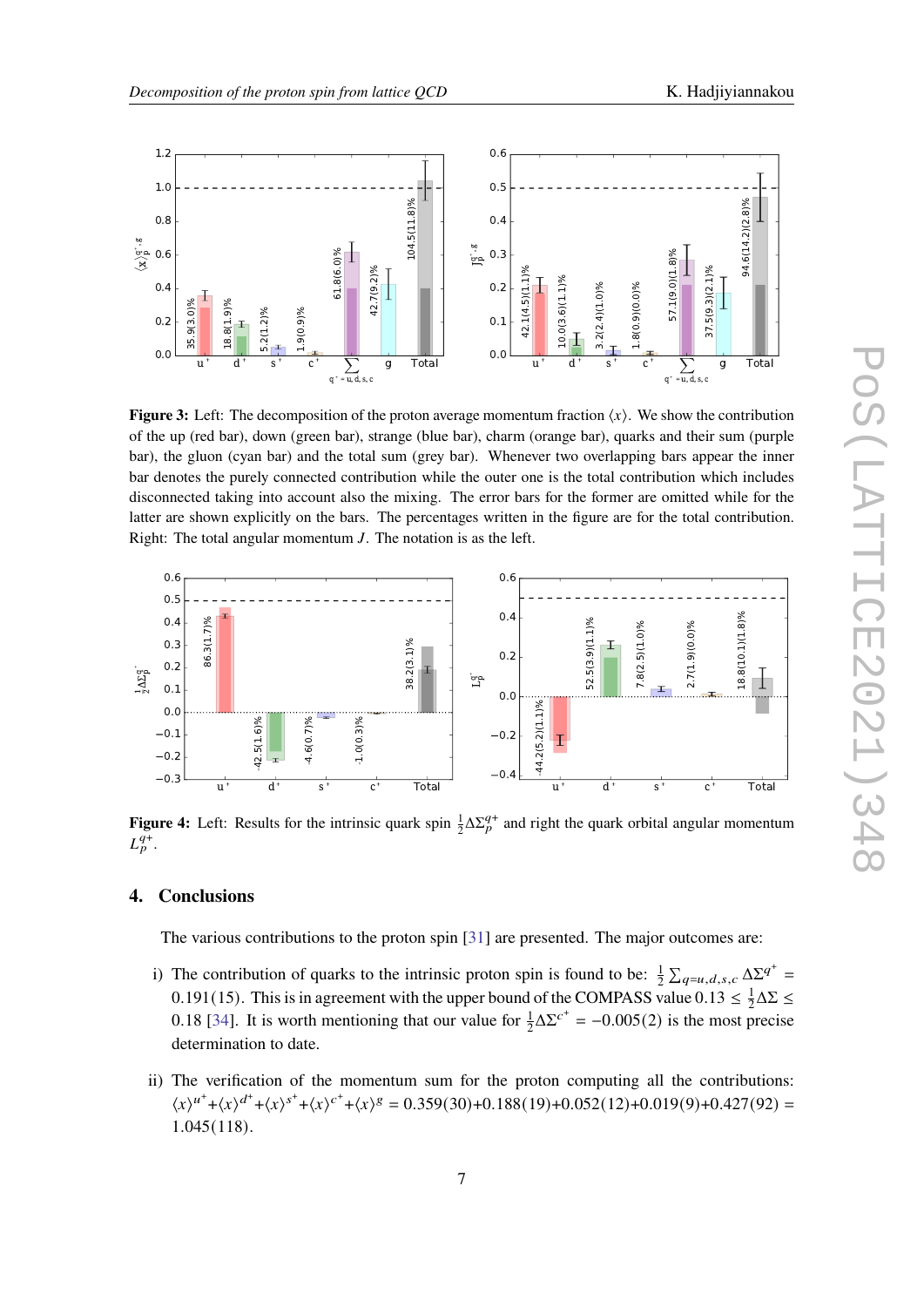**Figure 3:** Left: The decomposition of the proton average momentum fraction $\langle x \rangle$. We show the contribution of the up (red bar), down (green bar), strange (blue bar), charm (orange bar), quarks and their sum (purple bar), the gluon (cyan bar) and the total sum (grey bar). Whenever two overlapping bars appear the inner bar denotes the purely connected contribution while the outer one is the total contribution which includes disconnected taking into account also the mixing. The error bars for the former are omitted while for the latter are shown explicitly on the bars. The percentages written in the figure are for the total contribution. Right: The total angular momentum $J$. The notation is as the left.

**Figure 4:** Left: Results for the intrinsic quark spin $\frac{1}{2}\Delta\Sigma_p^{q+}$ and right the quark orbital angular momentum $L_p^{q+}$.

## 4. Conclusions

The various contributions to the proton spin [31] are presented. The major outcomes are:

i) The contribution of quarks to the intrinsic proton spin is found to be: $\frac{1}{2}\sum_{q=u,d,s,c}\Delta\Sigma^{q^+} = 0.191(15)$. This is in agreement with the upper bound of the COMPASS value $0.13 \leq \frac{1}{2}\Delta\Sigma \leq 0.18$ [34]. It is worth mentioning that our value for $\frac{1}{2}\Delta\Sigma^{c^+} = -0.005(2)$ is the most precise determination to date.

ii) The verification of the momentum sum for the proton computing all the contributions: $\langle x \rangle^{u^+} + \langle x \rangle^{d^+} + \langle x \rangle^{s^+} + \langle x \rangle^{c^+} + \langle x \rangle^{g} = 0.359(30) + 0.188(19) + 0.052(12) + 0.019(9) + 0.427(92) = 1.045(118)$.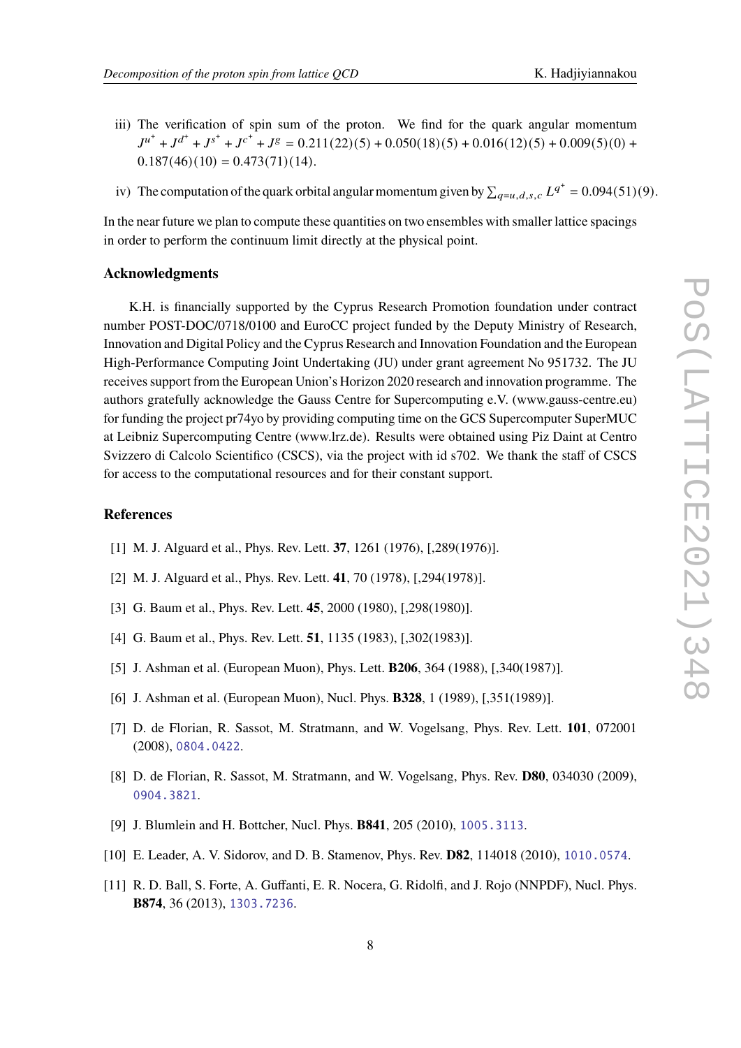iii) The verification of spin sum of the proton. We find for the quark angular momentum $J^{u^+} + J^{d^+} + J^{s^+} + J^{c^+} + J^g = 0.211(22)(5) + 0.050(18)(5) + 0.016(12)(5) + 0.009(5)(0) + 0.187(46)(10) = 0.473(71)(14)$.

iv) The computation of the quark orbital angular momentum given by $\sum_{q=u,d,s,c} L^{q^+} = 0.094(51)(9)$.

In the near future we plan to compute these quantities on two ensembles with smaller lattice spacings in order to perform the continuum limit directly at the physical point.

### Acknowledgments

K.H. is financially supported by the Cyprus Research Promotion foundation under contract number POST-DOC/0718/0100 and EuroCC project funded by the Deputy Ministry of Research, Innovation and Digital Policy and the Cyprus Research and Innovation Foundation and the European High-Performance Computing Joint Undertaking (JU) under grant agreement No 951732. The JU receives support from the European Union's Horizon 2020 research and innovation programme. The authors gratefully acknowledge the Gauss Centre for Supercomputing e.V. (www.gauss-centre.eu) for funding the project pr74yo by providing computing time on the GCS Supercomputer SuperMUC at Leibniz Supercomputing Centre (www.lrz.de). Results were obtained using Piz Daint at Centro Svizzero di Calcolo Scientifico (CSCS), via the project with id s702. We thank the staff of CSCS for access to the computational resources and for their constant support.

### References

[1] M. J. Alguard et al., Phys. Rev. Lett. **37**, 1261 (1976), [,289(1976)].

[2] M. J. Alguard et al., Phys. Rev. Lett. **41**, 70 (1978), [,294(1978)].

[3] G. Baum et al., Phys. Rev. Lett. **45**, 2000 (1980), [,298(1980)].

[4] G. Baum et al., Phys. Rev. Lett. **51**, 1135 (1983), [,302(1983)].

[5] J. Ashman et al. (European Muon), Phys. Lett. **B206**, 364 (1988), [,340(1987)].

[6] J. Ashman et al. (European Muon), Nucl. Phys. **B328**, 1 (1989), [,351(1989)].

[7] D. de Florian, R. Sassot, M. Stratmann, and W. Vogelsang, Phys. Rev. Lett. **101**, 072001 (2008), 0804.0422.

[8] D. de Florian, R. Sassot, M. Stratmann, and W. Vogelsang, Phys. Rev. **D80**, 034030 (2009), 0904.3821.

[9] J. Blumlein and H. Bottcher, Nucl. Phys. **B841**, 205 (2010), 1005.3113.

[10] E. Leader, A. V. Sidorov, and D. B. Stamenov, Phys. Rev. **D82**, 114018 (2010), 1010.0574.

[11] R. D. Ball, S. Forte, A. Guffanti, E. R. Nocera, G. Ridolfi, and J. Rojo (NNPDF), Nucl. Phys. **B874**, 36 (2013), 1303.7236.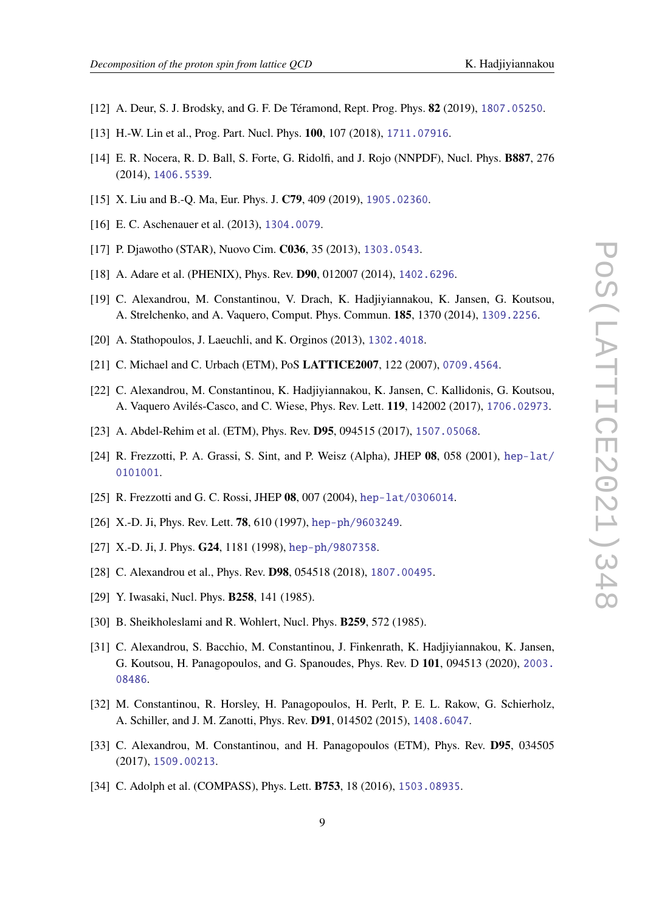[12] A. Deur, S. J. Brodsky, and G. F. De Téramond, Rept. Prog. Phys. **82** (2019), 1807.05250.

[13] H.-W. Lin et al., Prog. Part. Nucl. Phys. **100**, 107 (2018), 1711.07916.

[14] E. R. Nocera, R. D. Ball, S. Forte, G. Ridolfi, and J. Rojo (NNPDF), Nucl. Phys. **B887**, 276 (2014), 1406.5539.

[15] X. Liu and B.-Q. Ma, Eur. Phys. J. **C79**, 409 (2019), 1905.02360.

[16] E. C. Aschenauer et al. (2013), 1304.0079.

[17] P. Djawotho (STAR), Nuovo Cim. **C036**, 35 (2013), 1303.0543.

[18] A. Adare et al. (PHENIX), Phys. Rev. **D90**, 012007 (2014), 1402.6296.

[19] C. Alexandrou, M. Constantinou, V. Drach, K. Hadjiyiannakou, K. Jansen, G. Koutsou, A. Strelchenko, and A. Vaquero, Comput. Phys. Commun. **185**, 1370 (2014), 1309.2256.

[20] A. Stathopoulos, J. Laeuchli, and K. Orginos (2013), 1302.4018.

[21] C. Michael and C. Urbach (ETM), PoS **LATTICE2007**, 122 (2007), 0709.4564.

[22] C. Alexandrou, M. Constantinou, K. Hadjiyiannakou, K. Jansen, C. Kallidonis, G. Koutsou, A. Vaquero Avilés-Casco, and C. Wiese, Phys. Rev. Lett. **119**, 142002 (2017), 1706.02973.

[23] A. Abdel-Rehim et al. (ETM), Phys. Rev. **D95**, 094515 (2017), 1507.05068.

[24] R. Frezzotti, P. A. Grassi, S. Sint, and P. Weisz (Alpha), JHEP **08**, 058 (2001), hep-lat/0101001.

[25] R. Frezzotti and G. C. Rossi, JHEP **08**, 007 (2004), hep-lat/0306014.

[26] X.-D. Ji, Phys. Rev. Lett. **78**, 610 (1997), hep-ph/9603249.

[27] X.-D. Ji, J. Phys. **G24**, 1181 (1998), hep-ph/9807358.

[28] C. Alexandrou et al., Phys. Rev. **D98**, 054518 (2018), 1807.00495.

[29] Y. Iwasaki, Nucl. Phys. **B258**, 141 (1985).

[30] B. Sheikholeslami and R. Wohlert, Nucl. Phys. **B259**, 572 (1985).

[31] C. Alexandrou, S. Bacchio, M. Constantinou, J. Finkenrath, K. Hadjiyiannakou, K. Jansen, G. Koutsou, H. Panagopoulos, and G. Spanoudes, Phys. Rev. D **101**, 094513 (2020), 2003.08486.

[32] M. Constantinou, R. Horsley, H. Panagopoulos, H. Perlt, P. E. L. Rakow, G. Schierholz, A. Schiller, and J. M. Zanotti, Phys. Rev. **D91**, 014502 (2015), 1408.6047.

[33] C. Alexandrou, M. Constantinou, and H. Panagopoulos (ETM), Phys. Rev. **D95**, 034505 (2017), 1509.00213.

[34] C. Adolph et al. (COMPASS), Phys. Lett. **B753**, 18 (2016), 1503.08935.